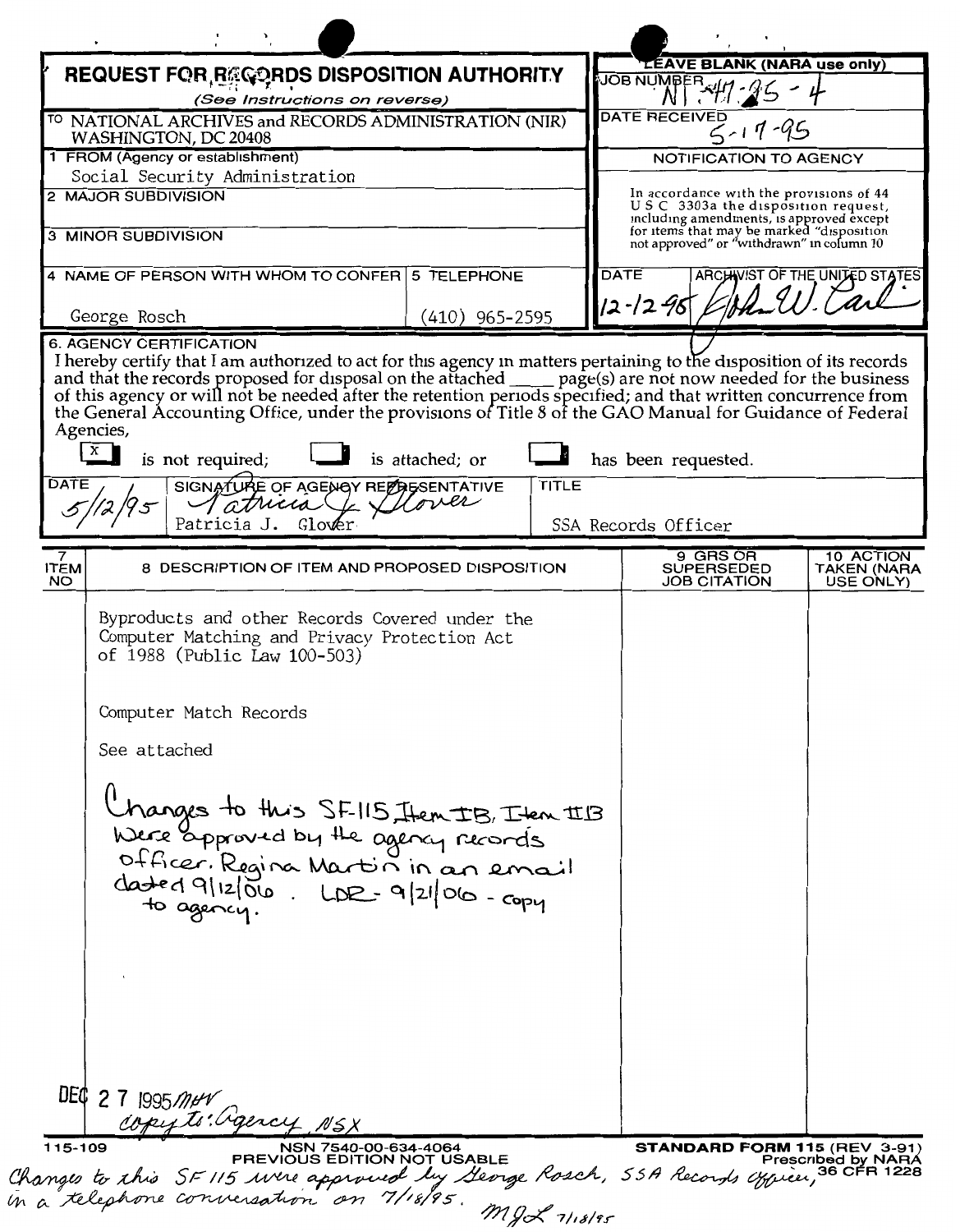# REQUEST FOR RECORDS DISPOSITION AUTHORITY

*(See Instructions on reverse)*

TO NATIONAL ARCHIVES and RECORDS ADMINISTRATION (NIR) WASHINGTON, DC 20408

**LEAVE BLANK (NARA use only)**

JOB NUMBER N1-47-95-4

DATE RECEIVED 5-17-95

1 FROM (Agency or establishment)
Social Security Administration

2 MAJOR SUBDIVISION

3 MINOR SUBDIVISION

**NOTIFICATION TO AGENCY**

In accordance with the provisions of 44 U S C 3303a the disposition request, including amendments, is approved except for items that may be marked "disposition not approved" or "withdrawn" in column 10

4 NAME OF PERSON WITH WHOM TO CONFER: George Rosch

5 TELEPHONE: (410) 965-2595

DATE: 12-12-95

ARCHIVIST OF THE UNITED STATES: John W. Carlin

6. AGENCY CERTIFICATION

I hereby certify that I am authorized to act for this agency in matters pertaining to the disposition of its records and that the records proposed for disposal on the attached _____ page(s) are not now needed for the business of this agency or will not be needed after the retention periods specified; and that written concurrence from the General Accounting Office, under the provisions of Title 8 of the GAO Manual for Guidance of Federal Agencies,

[X] is not required; [ ] is attached; or [ ] has been requested.

| DATE | SIGNATURE OF AGENCY REPRESENTATIVE | TITLE |
|---|---|---|
| 5/12/95 | Patricia J. Glover | SSA Records Officer |

| 7 ITEM NO | 8 DESCRIPTION OF ITEM AND PROPOSED DISPOSITION | 9 GRS OR SUPERSEDED JOB CITATION | 10 ACTION TAKEN (NARA USE ONLY) |
|---|---|---|---|
| | Byproducts and other Records Covered under the Computer Matching and Privacy Protection Act of 1988 (Public Law 100-503)<br><br>Computer Match Records<br><br>See attached<br><br>Changes to this SF-115, Item IB, Item IIB were approved by the agency records officer, Regina Martin in an email dated 9/12/06. LDR - 9/21/06 - copy to agency. | | |

DEC 27 1995 MHV
copy to: Agency, NSX

115-109 NSN 7540-00-634-4064 PREVIOUS EDITION NOT USABLE

STANDARD FORM 115 (REV 3-91) Prescribed by NARA 36 CFR 1228

Changes to this SF 115 were approved by George Rosch, SSA Records Officer, in a telephone conversation on 7/18/95. MJL 7/18/95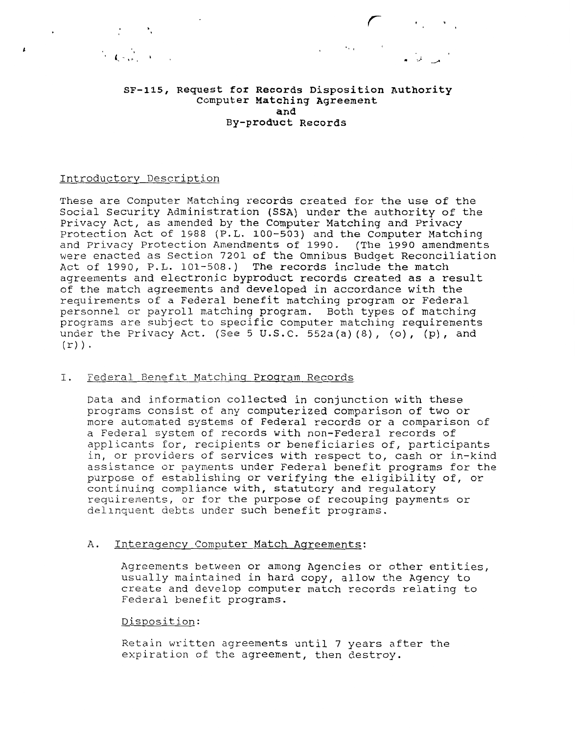**SF-115, Request for Records Disposition Authority**
**Computer Matching Agreement**
**and**
**By-product Records**

Introductory Description

These are Computer Matching records created for the use of the Social Security Administration (SSA) under the authority of the Privacy Act, as amended by the Computer Matching and Privacy Protection Act of 1988 (P.L. 100-503) and the Computer Matching and Privacy Protection Amendments of 1990. (The 1990 amendments were enacted as Section 7201 of the Omnibus Budget Reconciliation Act of 1990, P.L. 101-508.) The records include the match agreements and electronic byproduct records created as a result of the match agreements and developed in accordance with the requirements of a Federal benefit matching program or Federal personnel or payroll matching program. Both types of matching programs are subject to specific computer matching requirements under the Privacy Act. (See 5 U.S.C. 552a(a)(8), (o), (p), and (r)).

I. Federal Benefit Matching Program Records

Data and information collected in conjunction with these programs consist of any computerized comparison of two or more automated systems of Federal records or a comparison of a Federal system of records with non-Federal records of applicants for, recipients or beneficiaries of, participants in, or providers of services with respect to, cash or in-kind assistance or payments under Federal benefit programs for the purpose of establishing or verifying the eligibility of, or continuing compliance with, statutory and regulatory requirements, or for the purpose of recouping payments or delinquent debts under such benefit programs.

A. Interagency Computer Match Agreements:

Agreements between or among Agencies or other entities, usually maintained in hard copy, allow the Agency to create and develop computer match records relating to Federal benefit programs.

Disposition:

Retain written agreements until 7 years after the expiration of the agreement, then destroy.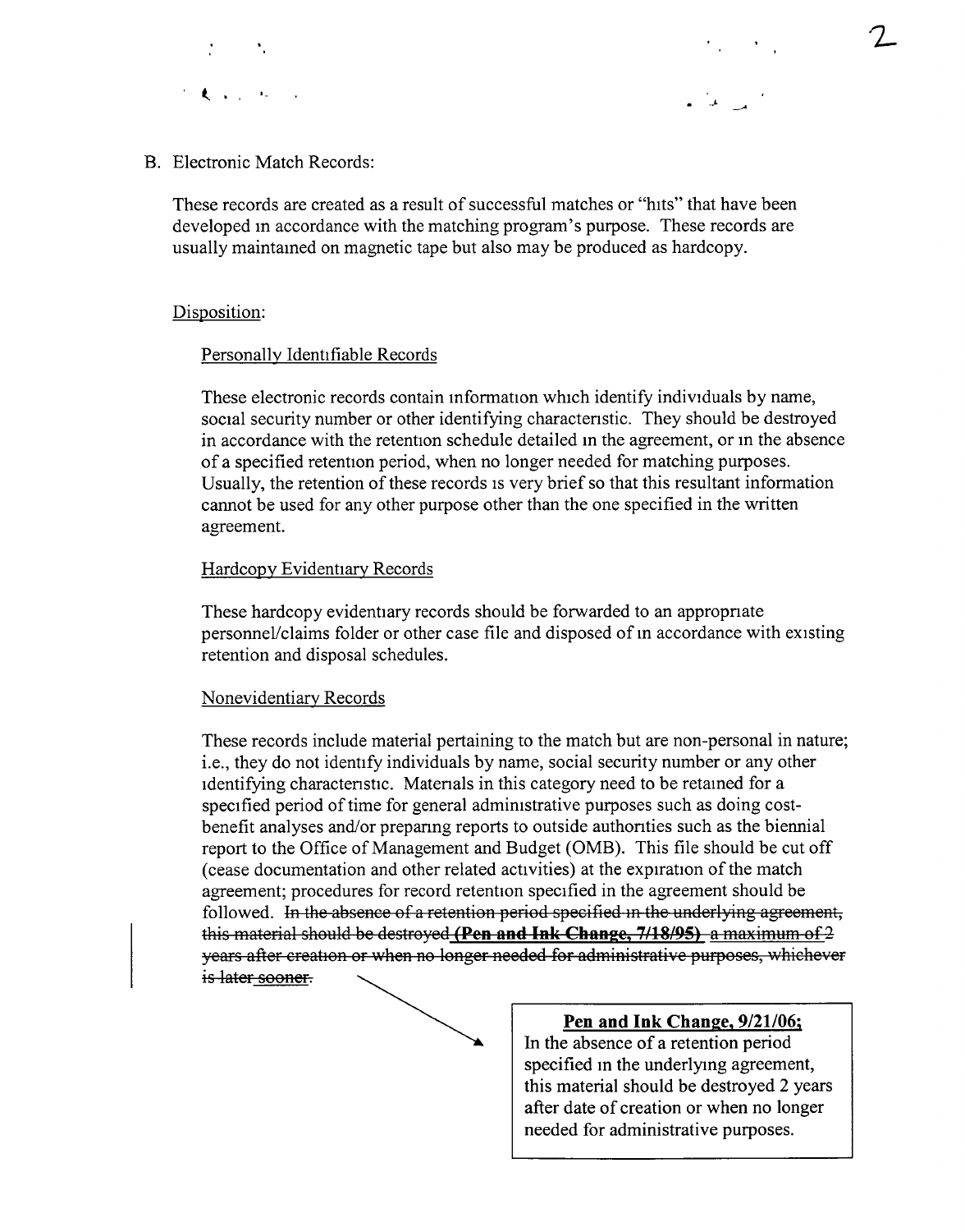B. Electronic Match Records:

These records are created as a result of successful matches or "hits" that have been developed in accordance with the matching program's purpose. These records are usually maintained on magnetic tape but also may be produced as hardcopy.

Disposition:

Personally Identifiable Records

These electronic records contain information which identify individuals by name, social security number or other identifying characteristic. They should be destroyed in accordance with the retention schedule detailed in the agreement, or in the absence of a specified retention period, when no longer needed for matching purposes. Usually, the retention of these records is very brief so that this resultant information cannot be used for any other purpose other than the one specified in the written agreement.

Hardcopy Evidentiary Records

These hardcopy evidentiary records should be forwarded to an appropriate personnel/claims folder or other case file and disposed of in accordance with existing retention and disposal schedules.

Nonevidentiary Records

These records include material pertaining to the match but are non-personal in nature; i.e., they do not identify individuals by name, social security number or any other identifying characteristic. Materials in this category need to be retained for a specified period of time for general administrative purposes such as doing cost-benefit analyses and/or preparing reports to outside authorities such as the biennial report to the Office of Management and Budget (OMB). This file should be cut off (cease documentation and other related activities) at the expiration of the match agreement; procedures for record retention specified in the agreement should be followed. ~~In the absence of a retention period specified in the underlying agreement, this material should be destroyed **(Pen and Ink Change, 7/18/95)** a maximum of 2 years after creation or when no longer needed for administrative purposes, whichever is later sooner.~~

**Pen and Ink Change, 9/21/06:**
In the absence of a retention period specified in the underlying agreement, this material should be destroyed 2 years after date of creation or when no longer needed for administrative purposes.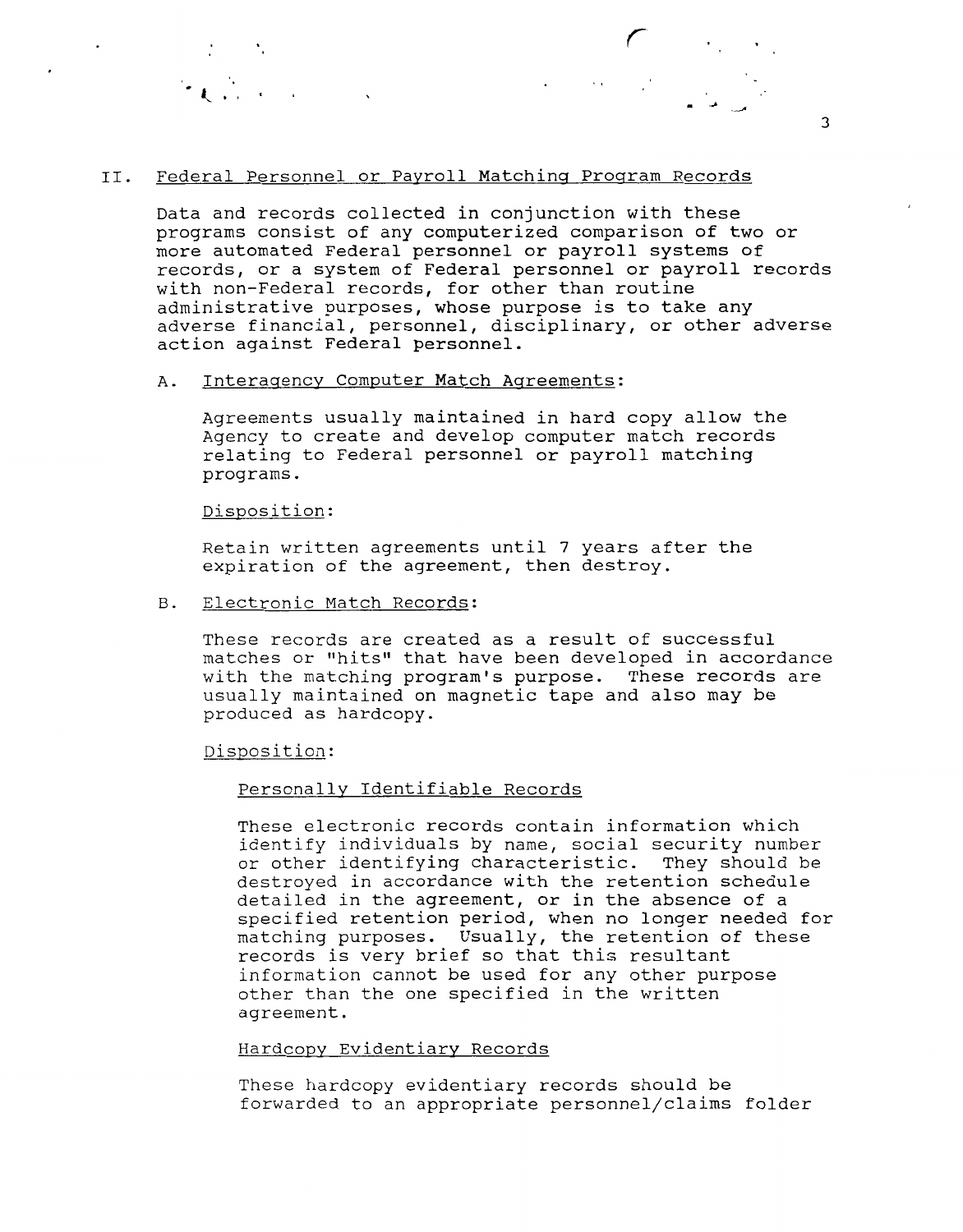## II. Federal Personnel or Payroll Matching Program Records

Data and records collected in conjunction with these programs consist of any computerized comparison of two or more automated Federal personnel or payroll systems of records, or a system of Federal personnel or payroll records with non-Federal records, for other than routine administrative purposes, whose purpose is to take any adverse financial, personnel, disciplinary, or other adverse action against Federal personnel.

### A. Interagency Computer Match Agreements:

Agreements usually maintained in hard copy allow the Agency to create and develop computer match records relating to Federal personnel or payroll matching programs.

Disposition:

Retain written agreements until 7 years after the expiration of the agreement, then destroy.

### B. Electronic Match Records:

These records are created as a result of successful matches or "hits" that have been developed in accordance with the matching program's purpose. These records are usually maintained on magnetic tape and also may be produced as hardcopy.

Disposition:

Personally Identifiable Records

These electronic records contain information which identify individuals by name, social security number or other identifying characteristic. They should be destroyed in accordance with the retention schedule detailed in the agreement, or in the absence of a specified retention period, when no longer needed for matching purposes. Usually, the retention of these records is very brief so that this resultant information cannot be used for any other purpose other than the one specified in the written agreement.

Hardcopy Evidentiary Records

These hardcopy evidentiary records should be forwarded to an appropriate personnel/claims folder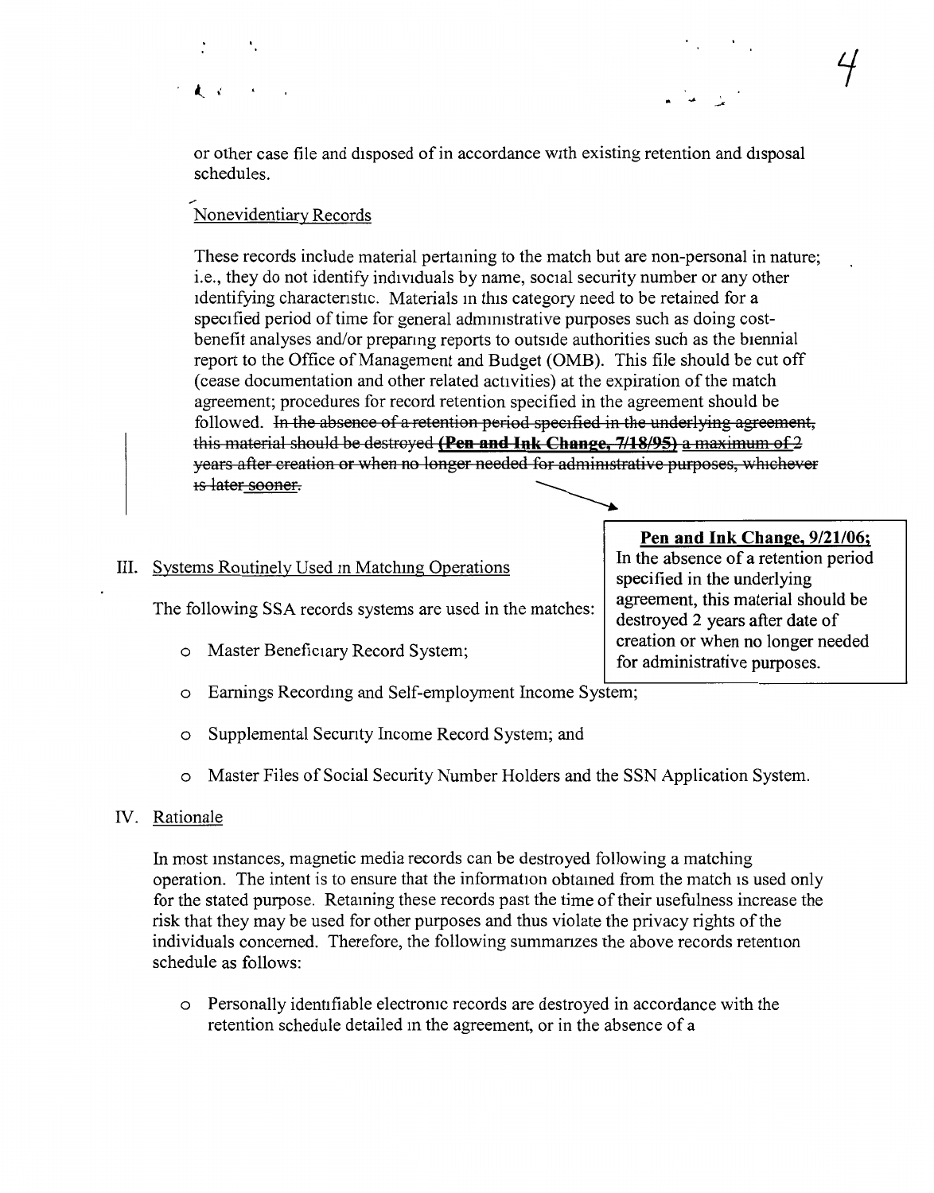or other case file and disposed of in accordance with existing retention and disposal schedules.

Nonevidentiary Records

These records include material pertaining to the match but are non-personal in nature; i.e., they do not identify individuals by name, social security number or any other identifying characteristic. Materials in this category need to be retained for a specified period of time for general administrative purposes such as doing cost-benefit analyses and/or preparing reports to outside authorities such as the biennial report to the Office of Management and Budget (OMB). This file should be cut off (cease documentation and other related activities) at the expiration of the match agreement; procedures for record retention specified in the agreement should be followed. ~~In the absence of a retention period specified in the underlying agreement, this material should be destroyed~~ ~~**(Pen and Ink Change, 7/18/95)**~~ ~~a maximum of 2 years after creation or when no longer needed for administrative purposes, whichever is later sooner.~~

**Pen and Ink Change, 9/21/06;**
In the absence of a retention period specified in the underlying agreement, this material should be destroyed 2 years after date of creation or when no longer needed for administrative purposes.

III. Systems Routinely Used in Matching Operations

The following SSA records systems are used in the matches:

- Master Beneficiary Record System;
- Earnings Recording and Self-employment Income System;
- Supplemental Security Income Record System; and
- Master Files of Social Security Number Holders and the SSN Application System.

IV. Rationale

In most instances, magnetic media records can be destroyed following a matching operation. The intent is to ensure that the information obtained from the match is used only for the stated purpose. Retaining these records past the time of their usefulness increase the risk that they may be used for other purposes and thus violate the privacy rights of the individuals concerned. Therefore, the following summarizes the above records retention schedule as follows:

- Personally identifiable electronic records are destroyed in accordance with the retention schedule detailed in the agreement, or in the absence of a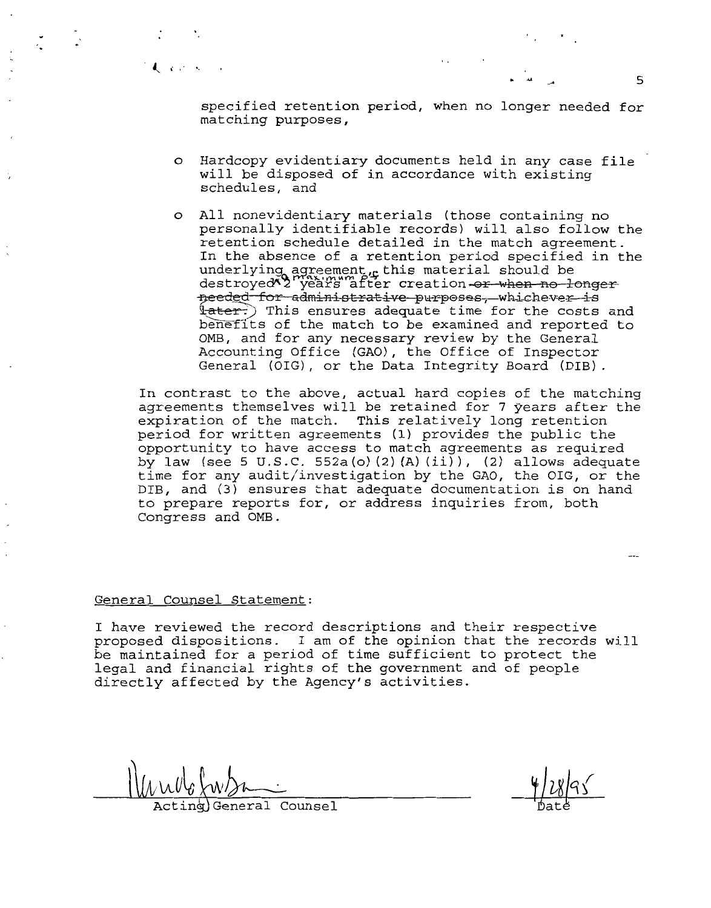specified retention period, when no longer needed for matching purposes,

- Hardcopy evidentiary documents held in any case file will be disposed of in accordance with existing schedules, and

- All nonevidentiary materials (those containing no personally identifiable records) will also follow the retention schedule detailed in the match agreement. In the absence of a retention period specified in the underlying agreement, this material should be destroyed a maximum of 2 years after creation ~~or when no longer needed for administrative purposes, whichever is later.~~ This ensures adequate time for the costs and benefits of the match to be examined and reported to OMB, and for any necessary review by the General Accounting Office (GAO), the Office of Inspector General (OIG), or the Data Integrity Board (DIB).

In contrast to the above, actual hard copies of the matching agreements themselves will be retained for 7 years after the expiration of the match. This relatively long retention period for written agreements (1) provides the public the opportunity to have access to match agreements as required by law (see 5 U.S.C. 552a(o)(2)(A)(ii)), (2) allows adequate time for any audit/investigation by the GAO, the OIG, or the DIB, and (3) ensures that adequate documentation is on hand to prepare reports for, or address inquiries from, both Congress and OMB.

General Counsel Statement:

I have reviewed the record descriptions and their respective proposed dispositions. I am of the opinion that the records will be maintained for a period of time sufficient to protect the legal and financial rights of the government and of people directly affected by the Agency's activities.

Acting General Counsel

4/28/95

Date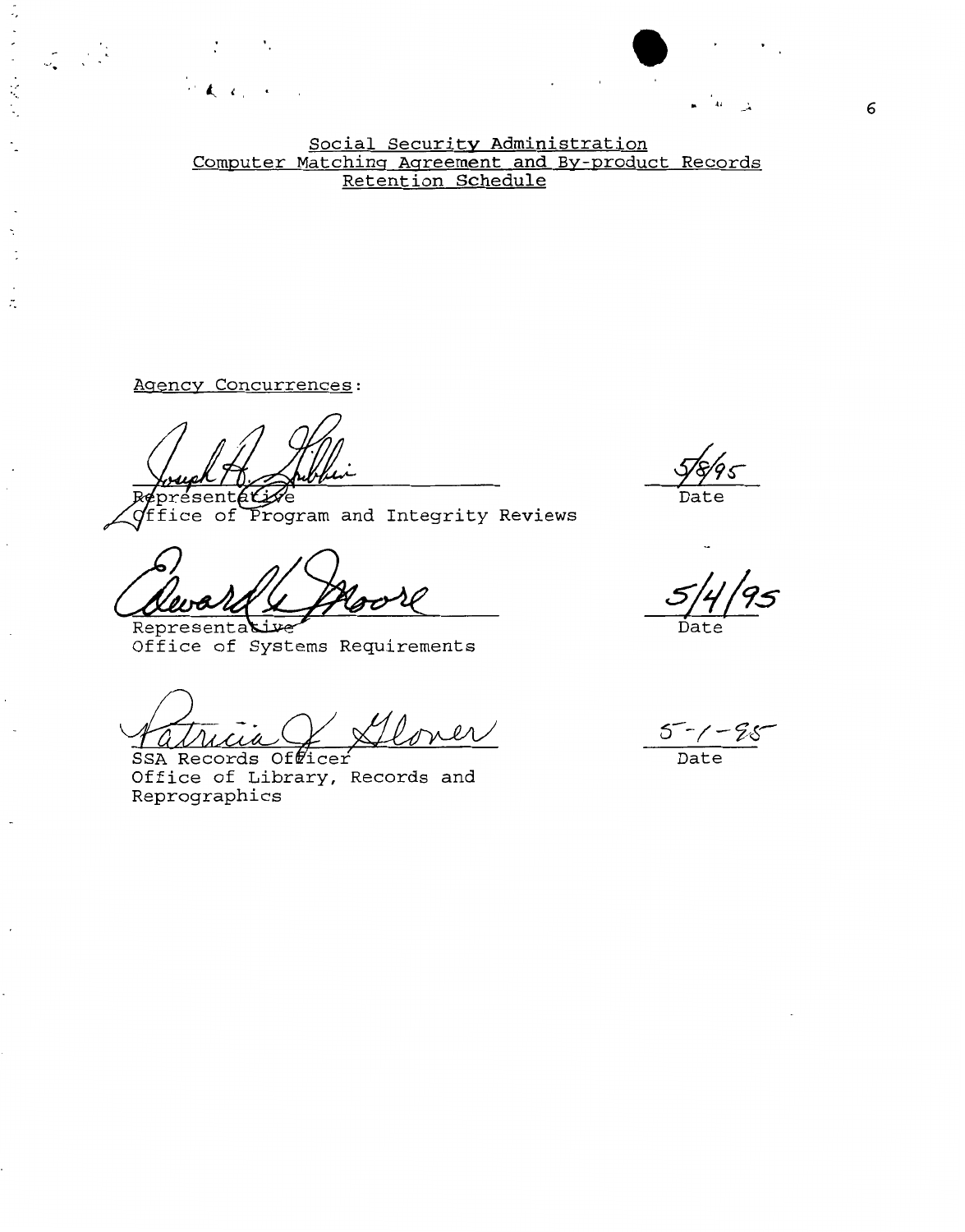Social Security Administration
Computer Matching Agreement and By-product Records
Retention Schedule

Agency Concurrences:

Representative
Office of Program and Integrity Reviews

5/8/95
Date

Representative
Office of Systems Requirements

5/4/95
Date

SSA Records Officer
Office of Library, Records and
Reprographics

5-1-95
Date